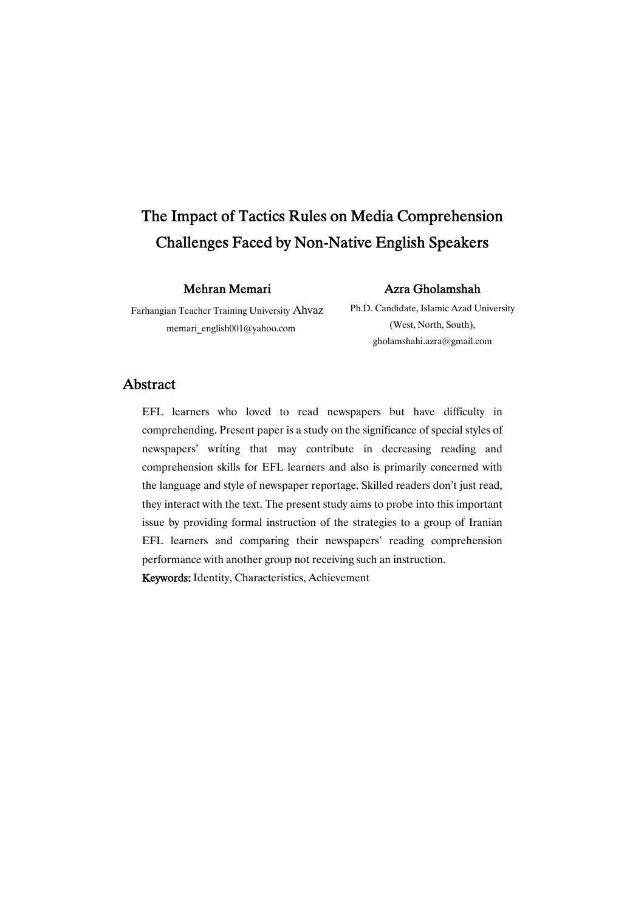# The Impact of Tactics Rules on Media Comprehension Challenges Faced by Non-Native English Speakers

**Mehran Memari**

Farhangian Teacher Training University Ahvaz

memari_english001@yahoo.com

**Azra Gholamshah**

Ph.D. Candidate, Islamic Azad University (West, North, South),

gholamshahi.azra@gmail.com

## Abstract

EFL learners who loved to read newspapers but have difficulty in comprehending. Present paper is a study on the significance of special styles of newspapers' writing that may contribute in decreasing reading and comprehension skills for EFL learners and also is primarily concerned with the language and style of newspaper reportage. Skilled readers don't just read, they interact with the text. The present study aims to probe into this important issue by providing formal instruction of the strategies to a group of Iranian EFL learners and comparing their newspapers' reading comprehension performance with another group not receiving such an instruction.

**Keywords:** Identity, Characteristics, Achievement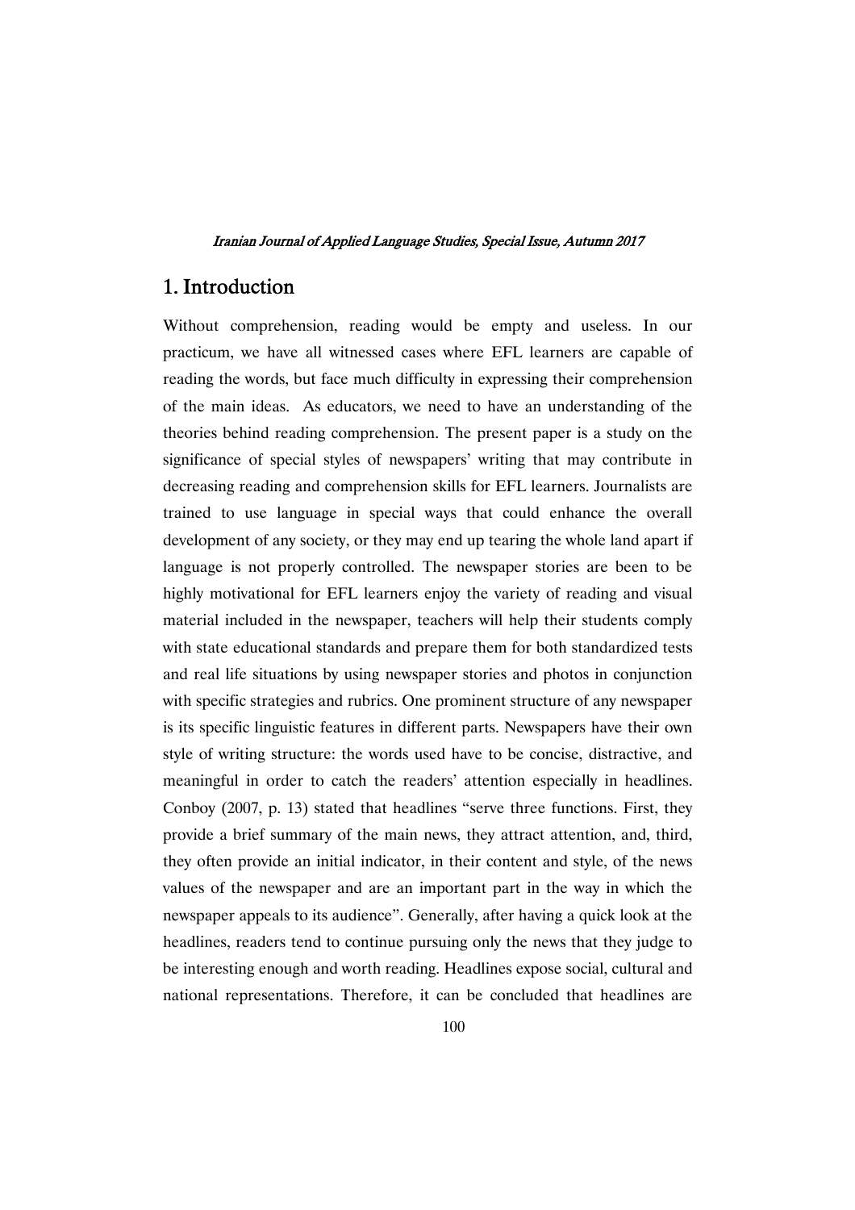## 1. Introduction

Without comprehension, reading would be empty and useless. In our practicum, we have all witnessed cases where EFL learners are capable of reading the words, but face much difficulty in expressing their comprehension of the main ideas. As educators, we need to have an understanding of the theories behind reading comprehension. The present paper is a study on the significance of special styles of newspapers' writing that may contribute in decreasing reading and comprehension skills for EFL learners. Journalists are trained to use language in special ways that could enhance the overall development of any society, or they may end up tearing the whole land apart if language is not properly controlled. The newspaper stories are been to be highly motivational for EFL learners enjoy the variety of reading and visual material included in the newspaper, teachers will help their students comply with state educational standards and prepare them for both standardized tests and real life situations by using newspaper stories and photos in conjunction with specific strategies and rubrics. One prominent structure of any newspaper is its specific linguistic features in different parts. Newspapers have their own style of writing structure: the words used have to be concise, distractive, and meaningful in order to catch the readers' attention especially in headlines. Conboy (2007, p. 13) stated that headlines "serve three functions. First, they provide a brief summary of the main news, they attract attention, and, third, they often provide an initial indicator, in their content and style, of the news values of the newspaper and are an important part in the way in which the newspaper appeals to its audience". Generally, after having a quick look at the headlines, readers tend to continue pursuing only the news that they judge to be interesting enough and worth reading. Headlines expose social, cultural and national representations. Therefore, it can be concluded that headlines are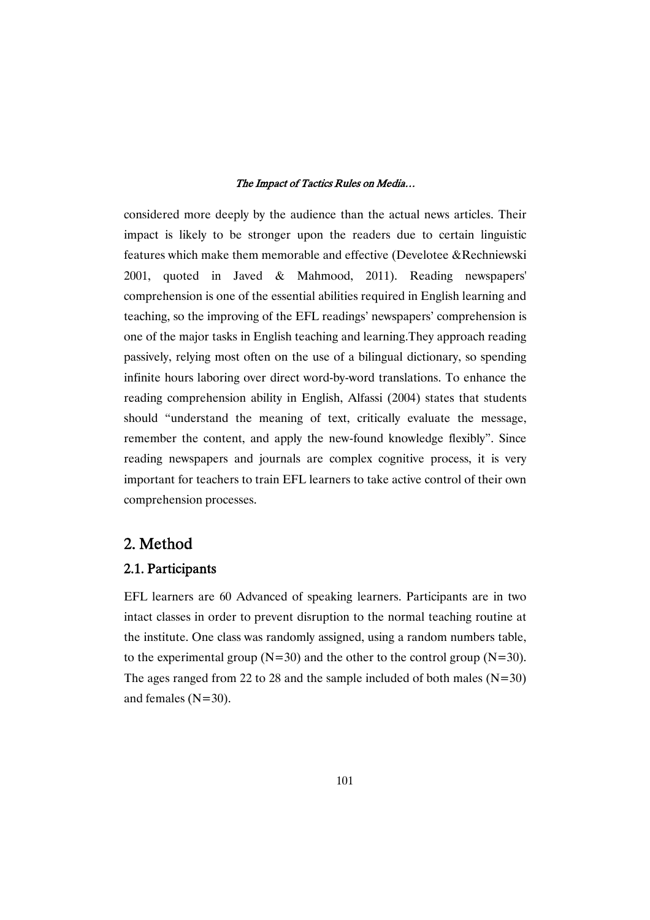considered more deeply by the audience than the actual news articles. Their impact is likely to be stronger upon the readers due to certain linguistic features which make them memorable and effective (Develotee &Rechniewski 2001, quoted in Javed & Mahmood, 2011). Reading newspapers' comprehension is one of the essential abilities required in English learning and teaching, so the improving of the EFL readings' newspapers' comprehension is one of the major tasks in English teaching and learning.They approach reading passively, relying most often on the use of a bilingual dictionary, so spending infinite hours laboring over direct word-by-word translations. To enhance the reading comprehension ability in English, Alfassi (2004) states that students should "understand the meaning of text, critically evaluate the message, remember the content, and apply the new-found knowledge flexibly". Since reading newspapers and journals are complex cognitive process, it is very important for teachers to train EFL learners to take active control of their own comprehension processes.

## 2. Method

### 2.1. Participants

EFL learners are 60 Advanced of speaking learners. Participants are in two intact classes in order to prevent disruption to the normal teaching routine at the institute. One class was randomly assigned, using a random numbers table, to the experimental group (N=30) and the other to the control group (N=30). The ages ranged from 22 to 28 and the sample included of both males (N=30) and females (N=30).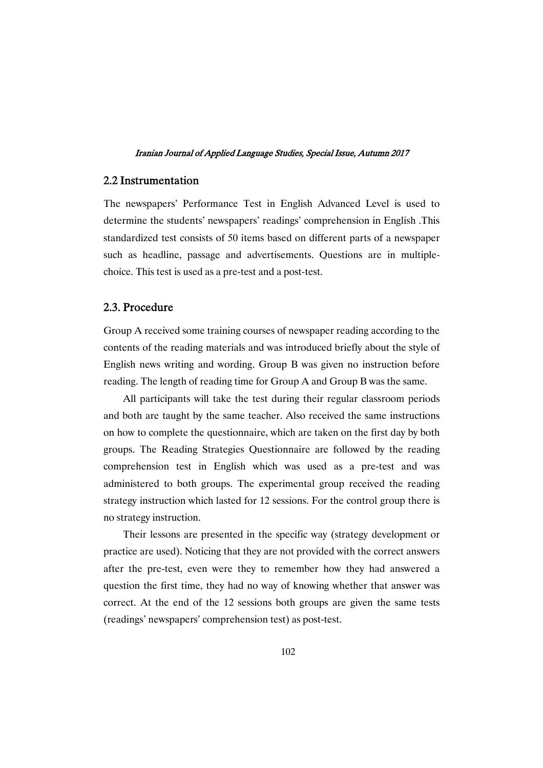## 2.2 Instrumentation

The newspapers' Performance Test in English Advanced Level is used to determine the students' newspapers' readings' comprehension in English .This standardized test consists of 50 items based on different parts of a newspaper such as headline, passage and advertisements. Questions are in multiple-choice. This test is used as a pre-test and a post-test.

## 2.3. Procedure

Group A received some training courses of newspaper reading according to the contents of the reading materials and was introduced briefly about the style of English news writing and wording. Group B was given no instruction before reading. The length of reading time for Group A and Group B was the same.

All participants will take the test during their regular classroom periods and both are taught by the same teacher. Also received the same instructions on how to complete the questionnaire, which are taken on the first day by both groups. The Reading Strategies Questionnaire are followed by the reading comprehension test in English which was used as a pre-test and was administered to both groups. The experimental group received the reading strategy instruction which lasted for 12 sessions. For the control group there is no strategy instruction.

Their lessons are presented in the specific way (strategy development or practice are used). Noticing that they are not provided with the correct answers after the pre-test, even were they to remember how they had answered a question the first time, they had no way of knowing whether that answer was correct. At the end of the 12 sessions both groups are given the same tests (readings' newspapers' comprehension test) as post-test.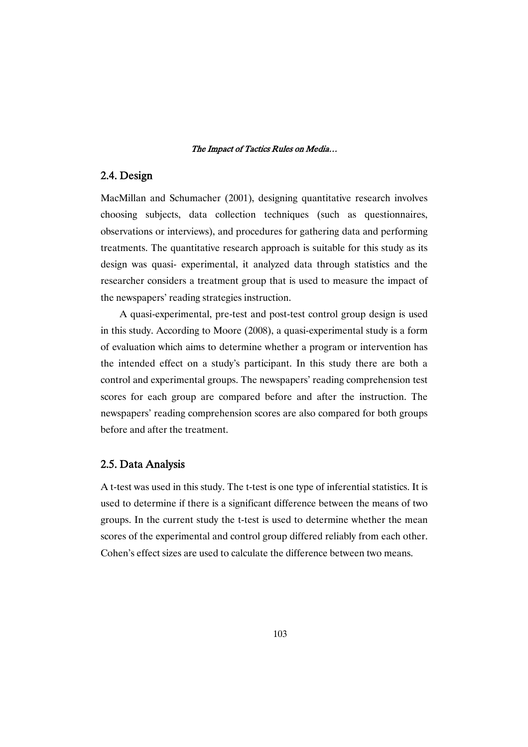## 2.4. Design

MacMillan and Schumacher (2001), designing quantitative research involves choosing subjects, data collection techniques (such as questionnaires, observations or interviews), and procedures for gathering data and performing treatments. The quantitative research approach is suitable for this study as its design was quasi- experimental, it analyzed data through statistics and the researcher considers a treatment group that is used to measure the impact of the newspapers' reading strategies instruction.

A quasi-experimental, pre-test and post-test control group design is used in this study. According to Moore (2008), a quasi-experimental study is a form of evaluation which aims to determine whether a program or intervention has the intended effect on a study's participant. In this study there are both a control and experimental groups. The newspapers' reading comprehension test scores for each group are compared before and after the instruction. The newspapers' reading comprehension scores are also compared for both groups before and after the treatment.

## 2.5. Data Analysis

A t-test was used in this study. The t-test is one type of inferential statistics. It is used to determine if there is a significant difference between the means of two groups. In the current study the t-test is used to determine whether the mean scores of the experimental and control group differed reliably from each other. Cohen's effect sizes are used to calculate the difference between two means.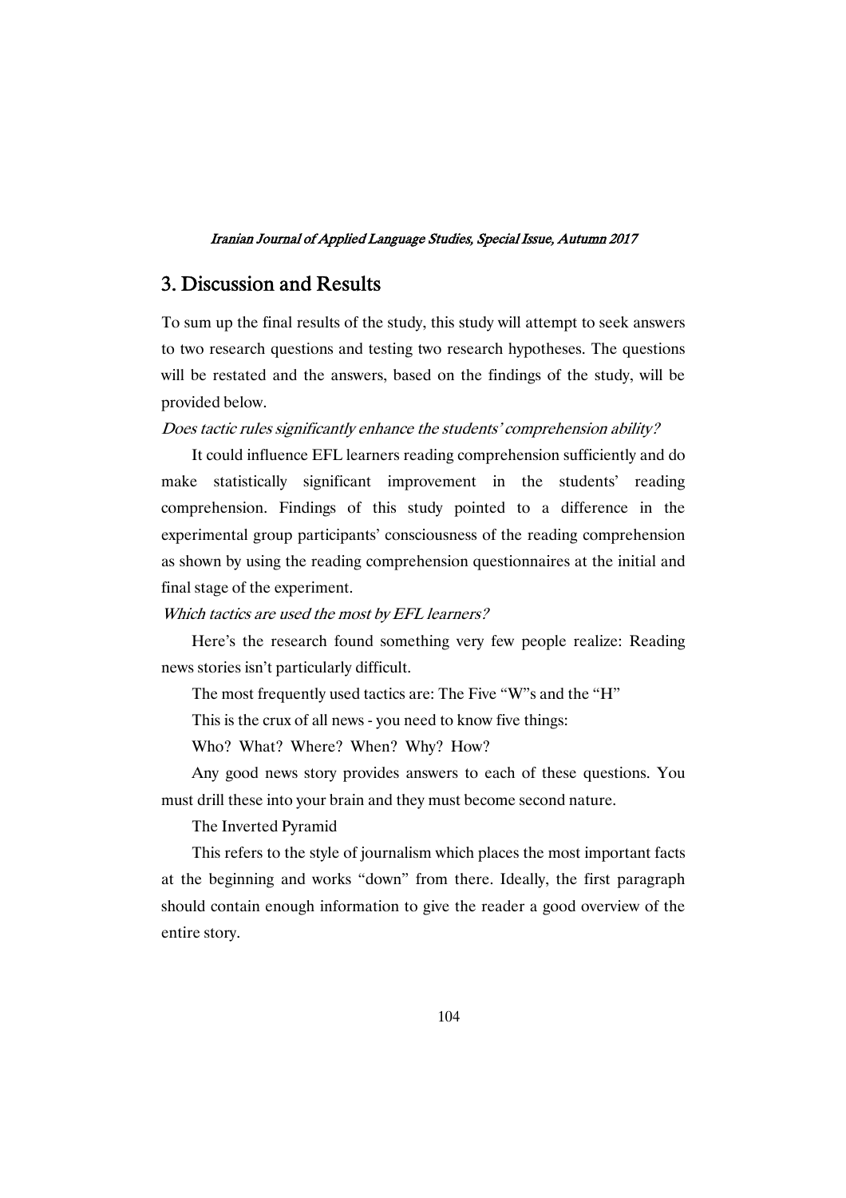## 3. Discussion and Results

To sum up the final results of the study, this study will attempt to seek answers to two research questions and testing two research hypotheses. The questions will be restated and the answers, based on the findings of the study, will be provided below.

*Does tactic rules significantly enhance the students' comprehension ability?*

It could influence EFL learners reading comprehension sufficiently and do make statistically significant improvement in the students' reading comprehension. Findings of this study pointed to a difference in the experimental group participants' consciousness of the reading comprehension as shown by using the reading comprehension questionnaires at the initial and final stage of the experiment.

*Which tactics are used the most by EFL learners?*

Here's the research found something very few people realize: Reading news stories isn't particularly difficult.

The most frequently used tactics are: The Five "W"s and the "H"

This is the crux of all news - you need to know five things:

Who? What? Where? When? Why? How?

Any good news story provides answers to each of these questions. You must drill these into your brain and they must become second nature.

The Inverted Pyramid

This refers to the style of journalism which places the most important facts at the beginning and works "down" from there. Ideally, the first paragraph should contain enough information to give the reader a good overview of the entire story.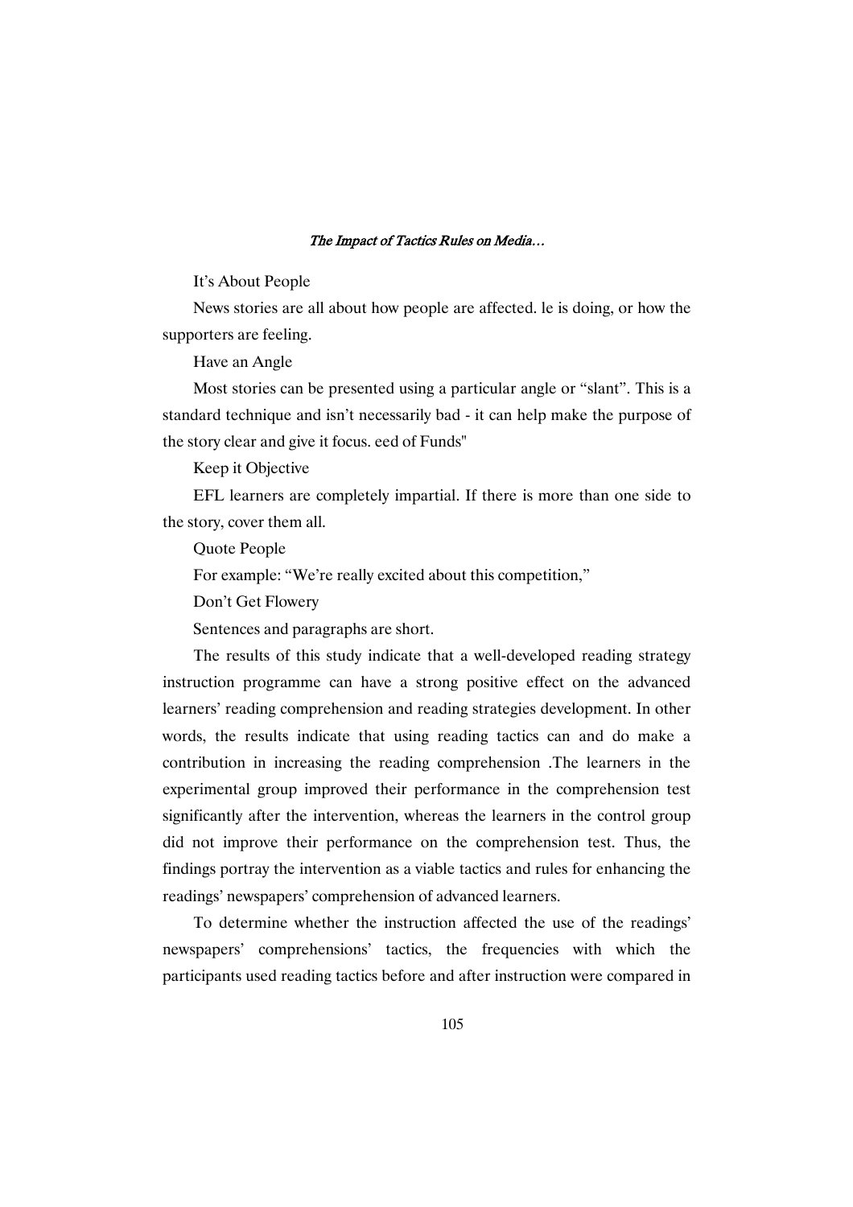It’s About People

News stories are all about how people are affected. le is doing, or how the supporters are feeling.

Have an Angle

Most stories can be presented using a particular angle or “slant”. This is a standard technique and isn’t necessarily bad - it can help make the purpose of the story clear and give it focus. eed of Funds"

Keep it Objective

EFL learners are completely impartial. If there is more than one side to the story, cover them all.

Quote People

For example: “We’re really excited about this competition,”

Don’t Get Flowery

Sentences and paragraphs are short.

The results of this study indicate that a well-developed reading strategy instruction programme can have a strong positive effect on the advanced learners’ reading comprehension and reading strategies development. In other words, the results indicate that using reading tactics can and do make a contribution in increasing the reading comprehension .The learners in the experimental group improved their performance in the comprehension test significantly after the intervention, whereas the learners in the control group did not improve their performance on the comprehension test. Thus, the findings portray the intervention as a viable tactics and rules for enhancing the readings’ newspapers’ comprehension of advanced learners.

To determine whether the instruction affected the use of the readings’ newspapers’ comprehensions’ tactics, the frequencies with which the participants used reading tactics before and after instruction were compared in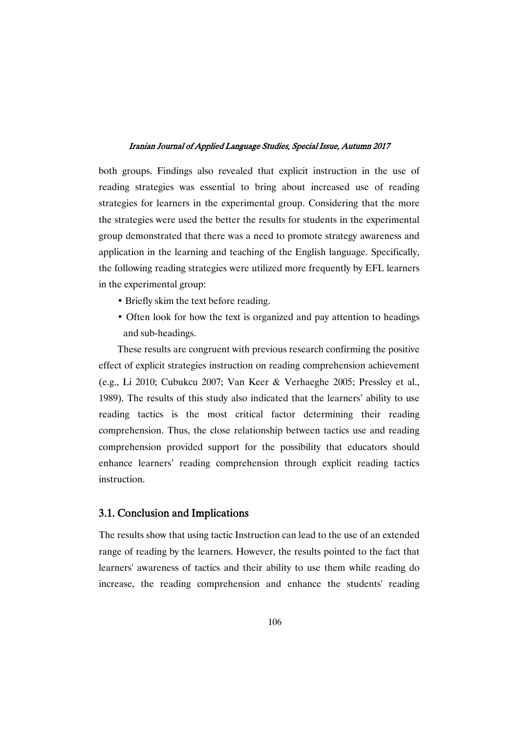both groups. Findings also revealed that explicit instruction in the use of reading strategies was essential to bring about increased use of reading strategies for learners in the experimental group. Considering that the more the strategies were used the better the results for students in the experimental group demonstrated that there was a need to promote strategy awareness and application in the learning and teaching of the English language. Specifically, the following reading strategies were utilized more frequently by EFL learners in the experimental group:

- Briefly skim the text before reading.
- Often look for how the text is organized and pay attention to headings and sub-headings.

These results are congruent with previous research confirming the positive effect of explicit strategies instruction on reading comprehension achievement (e.g., Li 2010; Cubukcu 2007; Van Keer & Verhaeghe 2005; Pressley et al., 1989). The results of this study also indicated that the learners' ability to use reading tactics is the most critical factor determining their reading comprehension. Thus, the close relationship between tactics use and reading comprehension provided support for the possibility that educators should enhance learners' reading comprehension through explicit reading tactics instruction.

## 3.1. Conclusion and Implications

The results show that using tactic Instruction can lead to the use of an extended range of reading by the learners. However, the results pointed to the fact that learners' awareness of tactics and their ability to use them while reading do increase, the reading comprehension and enhance the students' reading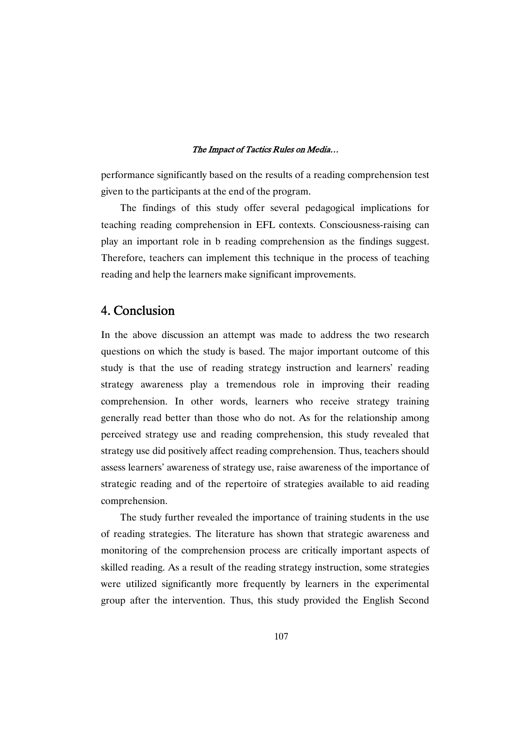performance significantly based on the results of a reading comprehension test given to the participants at the end of the program.

The findings of this study offer several pedagogical implications for teaching reading comprehension in EFL contexts. Consciousness-raising can play an important role in b reading comprehension as the findings suggest. Therefore, teachers can implement this technique in the process of teaching reading and help the learners make significant improvements.

## 4. Conclusion

In the above discussion an attempt was made to address the two research questions on which the study is based. The major important outcome of this study is that the use of reading strategy instruction and learners' reading strategy awareness play a tremendous role in improving their reading comprehension. In other words, learners who receive strategy training generally read better than those who do not. As for the relationship among perceived strategy use and reading comprehension, this study revealed that strategy use did positively affect reading comprehension. Thus, teachers should assess learners' awareness of strategy use, raise awareness of the importance of strategic reading and of the repertoire of strategies available to aid reading comprehension.

The study further revealed the importance of training students in the use of reading strategies. The literature has shown that strategic awareness and monitoring of the comprehension process are critically important aspects of skilled reading. As a result of the reading strategy instruction, some strategies were utilized significantly more frequently by learners in the experimental group after the intervention. Thus, this study provided the English Second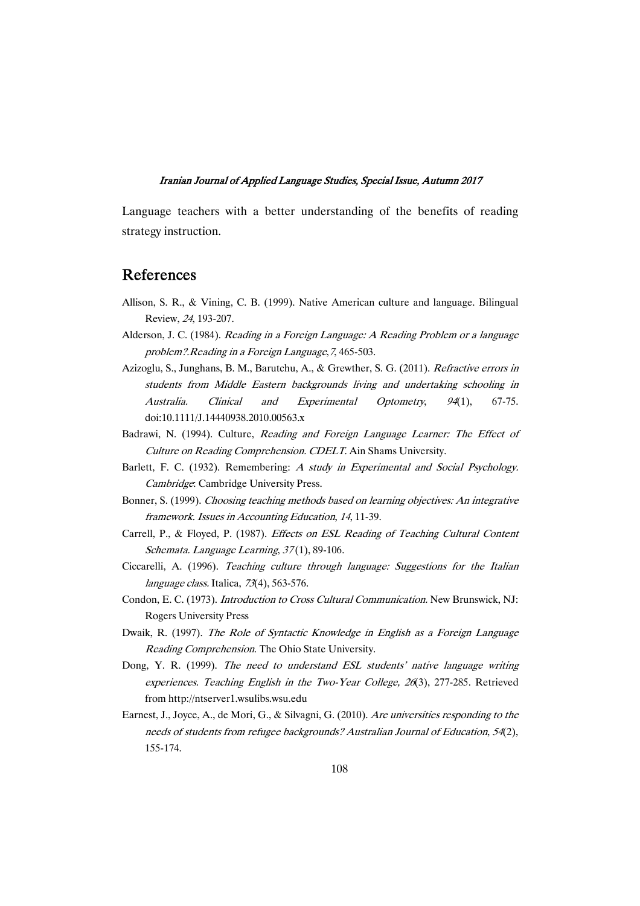Language teachers with a better understanding of the benefits of reading strategy instruction.

## References

Allison, S. R., & Vining, C. B. (1999). Native American culture and language. Bilingual Review, *24*, 193-207.

Alderson, J. C. (1984). *Reading in a Foreign Language: A Reading Problem or a language problem?.Reading in a Foreign Language*, *7*, 465-503.

Azizoglu, S., Junghans, B. M., Barutchu, A., & Grewther, S. G. (2011). *Refractive errors in students from Middle Eastern backgrounds living and undertaking schooling in Australia. Clinical and Experimental Optometry*, *94*(1), 67-75. doi:10.1111/J.14440938.2010.00563.x

Badrawi, N. (1994). Culture, *Reading and Foreign Language Learner: The Effect of Culture on Reading Comprehension. CDELT*. Ain Shams University.

Barlett, F. C. (1932). Remembering: *A study in Experimental and Social Psychology. Cambridge*: Cambridge University Press.

Bonner, S. (1999). *Choosing teaching methods based on learning objectives: An integrative framework. Issues in Accounting Education*, *14*, 11-39.

Carrell, P., & Floyed, P. (1987). *Effects on ESL Reading of Teaching Cultural Content Schemata. Language Learning*, *37* (1), 89-106.

Ciccarelli, A. (1996). *Teaching culture through language: Suggestions for the Italian language class.* Italica, *73*(4), 563-576.

Condon, E. C. (1973). *Introduction to Cross Cultural Communication.* New Brunswick, NJ: Rogers University Press

Dwaik, R. (1997). *The Role of Syntactic Knowledge in English as a Foreign Language Reading Comprehension*. The Ohio State University.

Dong, Y. R. (1999). *The need to understand ESL students' native language writing experiences. Teaching English in the Two-Year College, 26*(3), 277-285. Retrieved from http://ntserver1.wsulibs.wsu.edu

Earnest, J., Joyce, A., de Mori, G., & Silvagni, G. (2010). *Are universities responding to the needs of students from refugee backgrounds? Australian Journal of Education*, *54*(2), 155-174.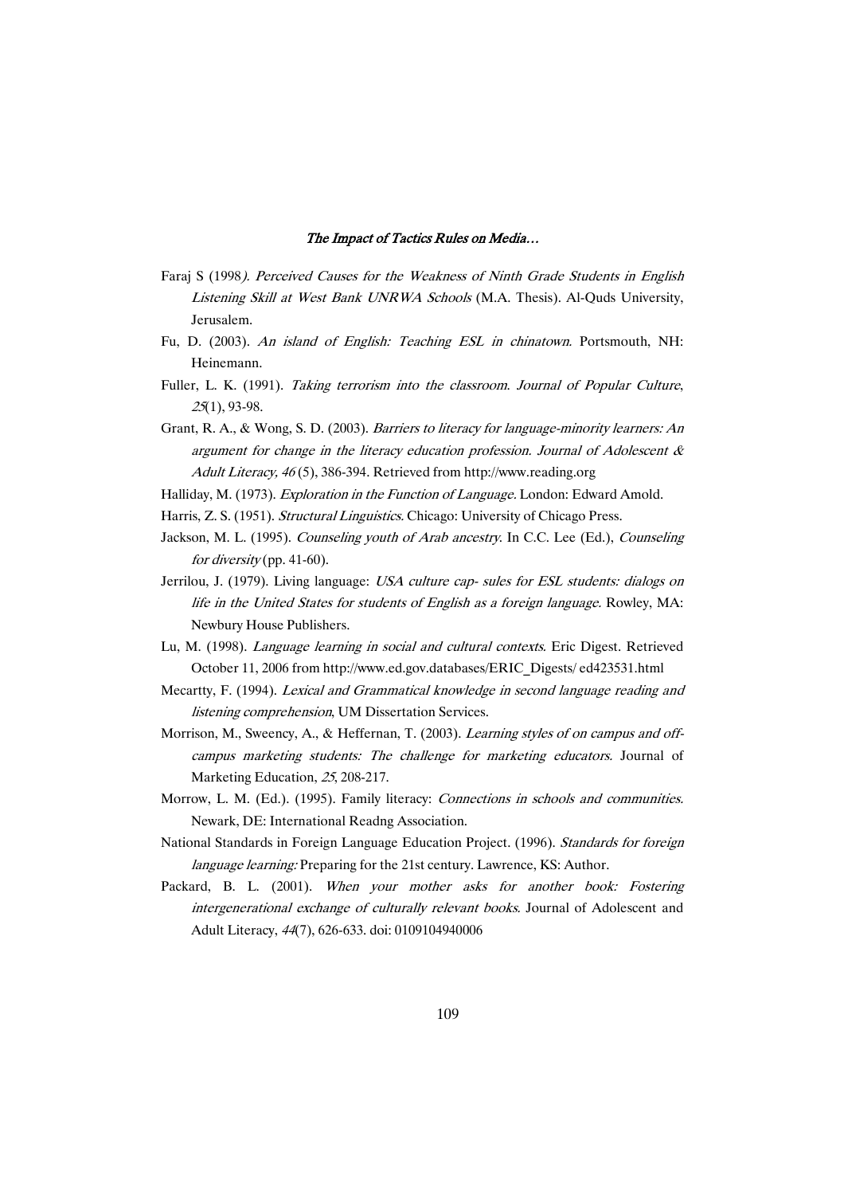Faraj S (1998*). Perceived Causes for the Weakness of Ninth Grade Students in English Listening Skill at West Bank UNRWA Schools* (M.A. Thesis). Al-Quds University, Jerusalem.

Fu, D. (2003). *An island of English: Teaching ESL in chinatown.* Portsmouth, NH: Heinemann.

Fuller, L. K. (1991). *Taking terrorism into the classroom. Journal of Popular Culture*, *25*(1), 93-98.

Grant, R. A., & Wong, S. D. (2003). *Barriers to literacy for language-minority learners: An argument for change in the literacy education profession. Journal of Adolescent & Adult Literacy, 46* (5), 386-394. Retrieved from http://www.reading.org

Halliday, M. (1973). *Exploration in the Function of Language.* London: Edward Amold.

Harris, Z. S. (1951). *Structural Linguistics.* Chicago: University of Chicago Press.

Jackson, M. L. (1995). *Counseling youth of Arab ancestry.* In C.C. Lee (Ed.), *Counseling for diversity* (pp. 41-60).

Jerrilou, J. (1979). Living language: *USA culture cap- sules for ESL students: dialogs on life in the United States for students of English as a foreign language.* Rowley, MA: Newbury House Publishers.

Lu, M. (1998). *Language learning in social and cultural contexts.* Eric Digest. Retrieved October 11, 2006 from http://www.ed.gov.databases/ERIC_Digests/ ed423531.html

Mecartty, F. (1994). *Lexical and Grammatical knowledge in second language reading and listening comprehension*, UM Dissertation Services.

Morrison, M., Sweency, A., & Heffernan, T. (2003). *Learning styles of on campus and off-campus marketing students: The challenge for marketing educators.* Journal of Marketing Education, *25*, 208-217.

Morrow, L. M. (Ed.). (1995). Family literacy: *Connections in schools and communities.* Newark, DE: International Readng Association.

National Standards in Foreign Language Education Project. (1996). *Standards for foreign language learning:* Preparing for the 21st century. Lawrence, KS: Author.

Packard, B. L. (2001). *When your mother asks for another book: Fostering intergenerational exchange of culturally relevant books.* Journal of Adolescent and Adult Literacy, *44*(7), 626-633. doi: 0109104940006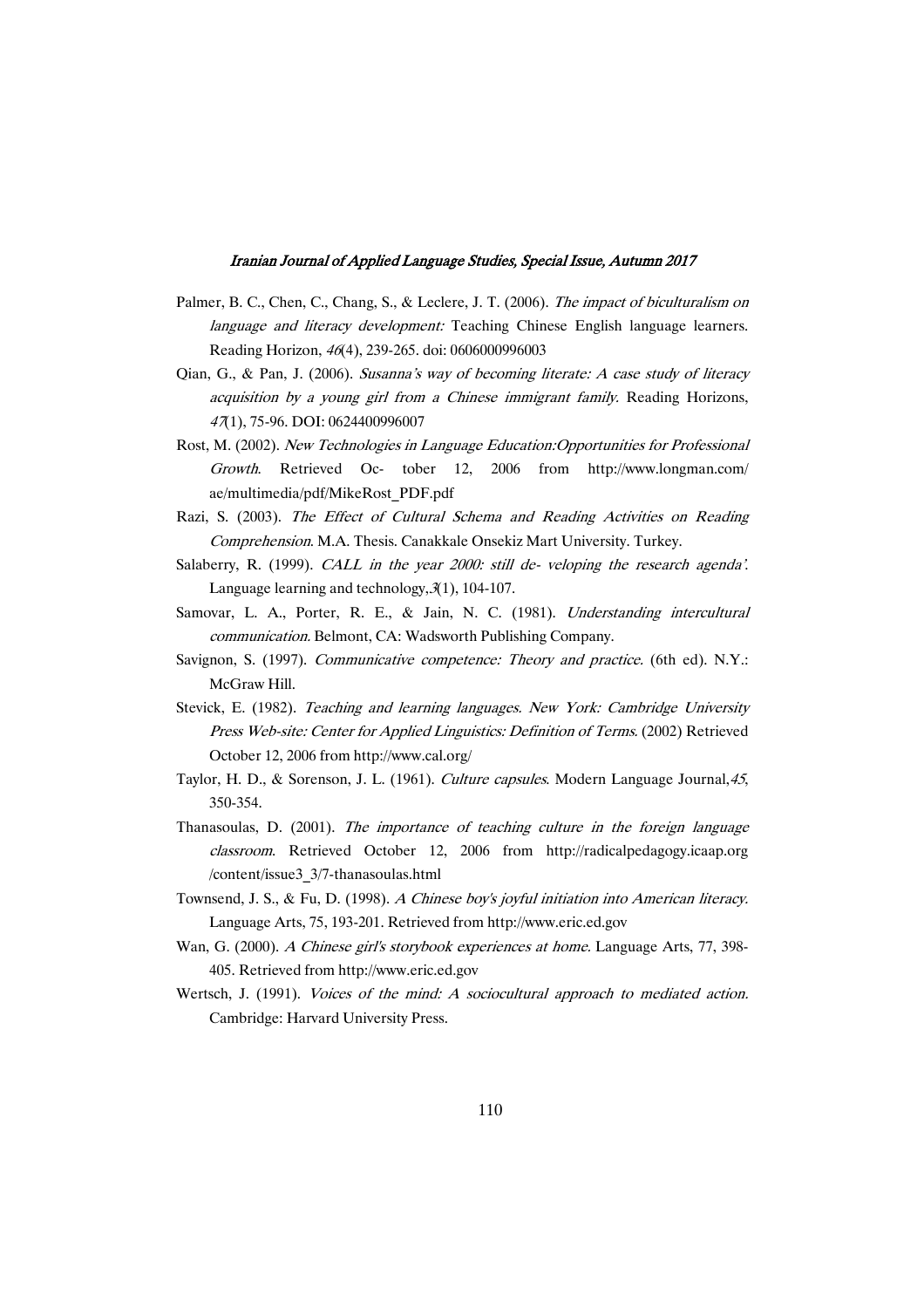Palmer, B. C., Chen, C., Chang, S., & Leclere, J. T. (2006). *The impact of biculturalism on language and literacy development:* Teaching Chinese English language learners. Reading Horizon, *46*(4), 239-265. doi: 0606000996003

Qian, G., & Pan, J. (2006). *Susanna's way of becoming literate: A case study of literacy acquisition by a young girl from a Chinese immigrant family.* Reading Horizons, *47*(1), 75-96. DOI: 0624400996007

Rost, M. (2002). *New Technologies in Language Education:Opportunities for Professional Growth*. Retrieved Oc- tober 12, 2006 from http://www.longman.com/ae/multimedia/pdf/MikeRost_PDF.pdf

Razi, S. (2003). *The Effect of Cultural Schema and Reading Activities on Reading Comprehension*. M.A. Thesis. Canakkale Onsekiz Mart University. Turkey.

Salaberry, R. (1999). *CALL in the year 2000: still de- veloping the research agenda'.* Language learning and technology,*3*(1), 104-107.

Samovar, L. A., Porter, R. E., & Jain, N. C. (1981). *Understanding intercultural communication.* Belmont, CA: Wadsworth Publishing Company.

Savignon, S. (1997). *Communicative competence: Theory and practice.* (6th ed). N.Y.: McGraw Hill.

Stevick, E. (1982). *Teaching and learning languages. New York: Cambridge University Press Web-site: Center for Applied Linguistics: Definition of Terms.* (2002) Retrieved October 12, 2006 from http://www.cal.org/

Taylor, H. D., & Sorenson, J. L. (1961). *Culture capsules*. Modern Language Journal,*45*, 350-354.

Thanasoulas, D. (2001). *The importance of teaching culture in the foreign language classroom*. Retrieved October 12, 2006 from http://radicalpedagogy.icaap.org/content/issue3_3/7-thanasoulas.html

Townsend, J. S., & Fu, D. (1998). *A Chinese boy's joyful initiation into American literacy.* Language Arts, 75, 193-201. Retrieved from http://www.eric.ed.gov

Wan, G. (2000). *A Chinese girl's storybook experiences at home.* Language Arts, 77, 398-405. Retrieved from http://www.eric.ed.gov

Wertsch, J. (1991). *Voices of the mind: A sociocultural approach to mediated action.* Cambridge: Harvard University Press.